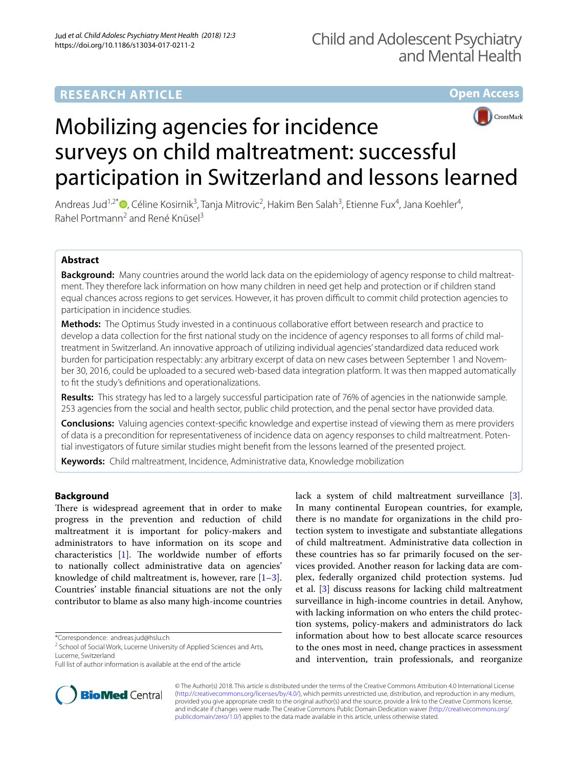RESEARCH ARTICLE

Open Access

# Mobilizing agencies for incidence surveys on child maltreatment: successful participation in Switzerland and lessons learned

Andreas Jud[1,2*], Céline Kosirnik[3], Tanja Mitrovic[2], Hakim Ben Salah[3], Etienne Fux[4], Jana Koehler[4], Rahel Portmann[2] and René Knüsel[3]

## Abstract

**Background:** Many countries around the world lack data on the epidemiology of agency response to child maltreatment. They therefore lack information on how many children in need get help and protection or if children stand equal chances across regions to get services. However, it has proven difficult to commit child protection agencies to participation in incidence studies.

**Methods:** The Optimus Study invested in a continuous collaborative effort between research and practice to develop a data collection for the first national study on the incidence of agency responses to all forms of child maltreatment in Switzerland. An innovative approach of utilizing individual agencies' standardized data reduced work burden for participation respectably: any arbitrary excerpt of data on new cases between September 1 and November 30, 2016, could be uploaded to a secured web-based data integration platform. It was then mapped automatically to fit the study's definitions and operationalizations.

**Results:** This strategy has led to a largely successful participation rate of 76% of agencies in the nationwide sample. 253 agencies from the social and health sector, public child protection, and the penal sector have provided data.

**Conclusions:** Valuing agencies context-specific knowledge and expertise instead of viewing them as mere providers of data is a precondition for representativeness of incidence data on agency responses to child maltreatment. Potential investigators of future similar studies might benefit from the lessons learned of the presented project.

**Keywords:** Child maltreatment, Incidence, Administrative data, Knowledge mobilization

## Background

There is widespread agreement that in order to make progress in the prevention and reduction of child maltreatment it is important for policy-makers and administrators to have information on its scope and characteristics [1]. The worldwide number of efforts to nationally collect administrative data on agencies' knowledge of child maltreatment is, however, rare [1–3]. Countries' instable financial situations are not the only contributor to blame as also many high-income countries lack a system of child maltreatment surveillance [3]. In many continental European countries, for example, there is no mandate for organizations in the child protection system to investigate and substantiate allegations of child maltreatment. Administrative data collection in these countries has so far primarily focused on the services provided. Another reason for lacking data are complex, federally organized child protection systems. Jud et al. [3] discuss reasons for lacking child maltreatment surveillance in high-income countries in detail. Anyhow, with lacking information on who enters the child protection systems, policy-makers and administrators do lack information about how to best allocate scarce resources to the ones most in need, change practices in assessment and intervention, train professionals, and reorganize

*Correspondence: andreas.jud@hslu.ch
[2] School of Social Work, Lucerne University of Applied Sciences and Arts, Lucerne, Switzerland
Full list of author information is available at the end of the article

© The Author(s) 2018. This article is distributed under the terms of the Creative Commons Attribution 4.0 International License (http://creativecommons.org/licenses/by/4.0/), which permits unrestricted use, distribution, and reproduction in any medium, provided you give appropriate credit to the original author(s) and the source, provide a link to the Creative Commons license, and indicate if changes were made. The Creative Commons Public Domain Dedication waiver (http://creativecommons.org/publicdomain/zero/1.0/) applies to the data made available in this article, unless otherwise stated.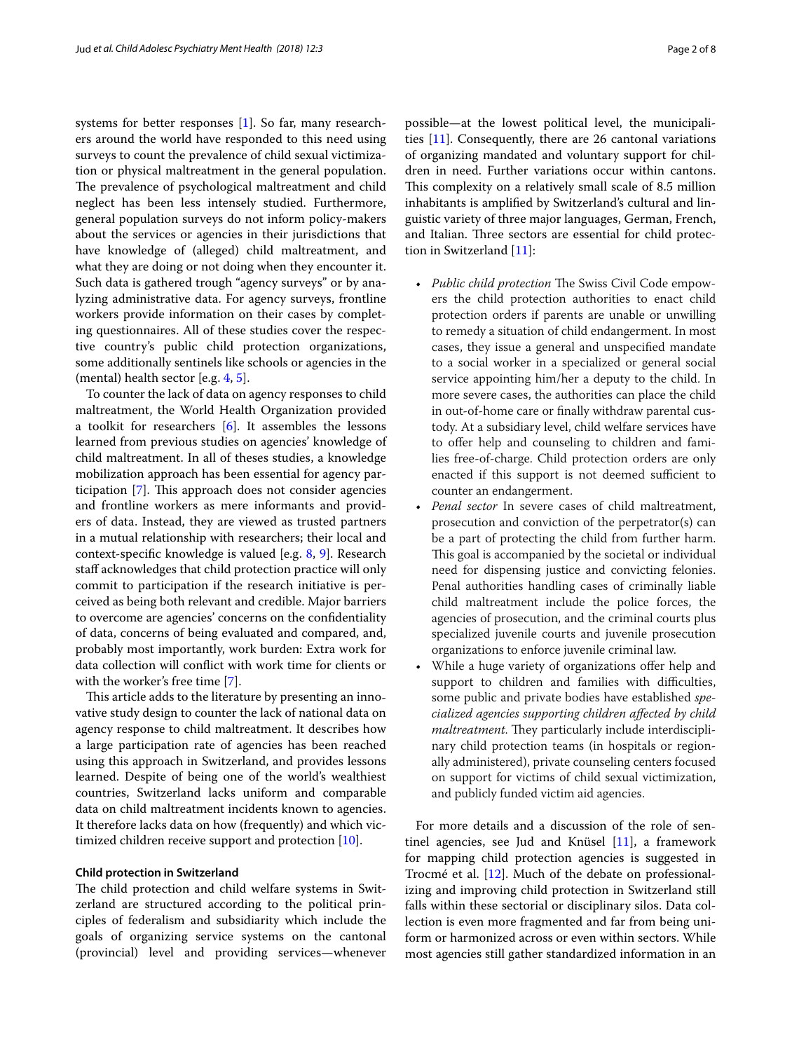systems for better responses [1]. So far, many researchers around the world have responded to this need using surveys to count the prevalence of child sexual victimization or physical maltreatment in the general population. The prevalence of psychological maltreatment and child neglect has been less intensely studied. Furthermore, general population surveys do not inform policy-makers about the services or agencies in their jurisdictions that have knowledge of (alleged) child maltreatment, and what they are doing or not doing when they encounter it. Such data is gathered trough "agency surveys" or by analyzing administrative data. For agency surveys, frontline workers provide information on their cases by completing questionnaires. All of these studies cover the respective country's public child protection organizations, some additionally sentinels like schools or agencies in the (mental) health sector [e.g. 4, 5].

To counter the lack of data on agency responses to child maltreatment, the World Health Organization provided a toolkit for researchers [6]. It assembles the lessons learned from previous studies on agencies' knowledge of child maltreatment. In all of theses studies, a knowledge mobilization approach has been essential for agency participation [7]. This approach does not consider agencies and frontline workers as mere informants and providers of data. Instead, they are viewed as trusted partners in a mutual relationship with researchers; their local and context-specific knowledge is valued [e.g. 8, 9]. Research staff acknowledges that child protection practice will only commit to participation if the research initiative is perceived as being both relevant and credible. Major barriers to overcome are agencies' concerns on the confidentiality of data, concerns of being evaluated and compared, and, probably most importantly, work burden: Extra work for data collection will conflict with work time for clients or with the worker's free time [7].

This article adds to the literature by presenting an innovative study design to counter the lack of national data on agency response to child maltreatment. It describes how a large participation rate of agencies has been reached using this approach in Switzerland, and provides lessons learned. Despite of being one of the world's wealthiest countries, Switzerland lacks uniform and comparable data on child maltreatment incidents known to agencies. It therefore lacks data on how (frequently) and which victimized children receive support and protection [10].

#### Child protection in Switzerland

The child protection and child welfare systems in Switzerland are structured according to the political principles of federalism and subsidiarity which include the goals of organizing service systems on the cantonal (provincial) level and providing services—whenever possible—at the lowest political level, the municipalities [11]. Consequently, there are 26 cantonal variations of organizing mandated and voluntary support for children in need. Further variations occur within cantons. This complexity on a relatively small scale of 8.5 million inhabitants is amplified by Switzerland's cultural and linguistic variety of three major languages, German, French, and Italian. Three sectors are essential for child protection in Switzerland [11]:

- *Public child protection* The Swiss Civil Code empowers the child protection authorities to enact child protection orders if parents are unable or unwilling to remedy a situation of child endangerment. In most cases, they issue a general and unspecified mandate to a social worker in a specialized or general social service appointing him/her a deputy to the child. In more severe cases, the authorities can place the child in out-of-home care or finally withdraw parental custody. At a subsidiary level, child welfare services have to offer help and counseling to children and families free-of-charge. Child protection orders are only enacted if this support is not deemed sufficient to counter an endangerment.
- *Penal sector* In severe cases of child maltreatment, prosecution and conviction of the perpetrator(s) can be a part of protecting the child from further harm. This goal is accompanied by the societal or individual need for dispensing justice and convicting felonies. Penal authorities handling cases of criminally liable child maltreatment include the police forces, the agencies of prosecution, and the criminal courts plus specialized juvenile courts and juvenile prosecution organizations to enforce juvenile criminal law.
- While a huge variety of organizations offer help and support to children and families with difficulties, some public and private bodies have established *specialized agencies supporting children affected by child maltreatment*. They particularly include interdisciplinary child protection teams (in hospitals or regionally administered), private counseling centers focused on support for victims of child sexual victimization, and publicly funded victim aid agencies.

For more details and a discussion of the role of sentinel agencies, see Jud and Knüsel [11], a framework for mapping child protection agencies is suggested in Trocmé et al. [12]. Much of the debate on professionalizing and improving child protection in Switzerland still falls within these sectorial or disciplinary silos. Data collection is even more fragmented and far from being uniform or harmonized across or even within sectors. While most agencies still gather standardized information in an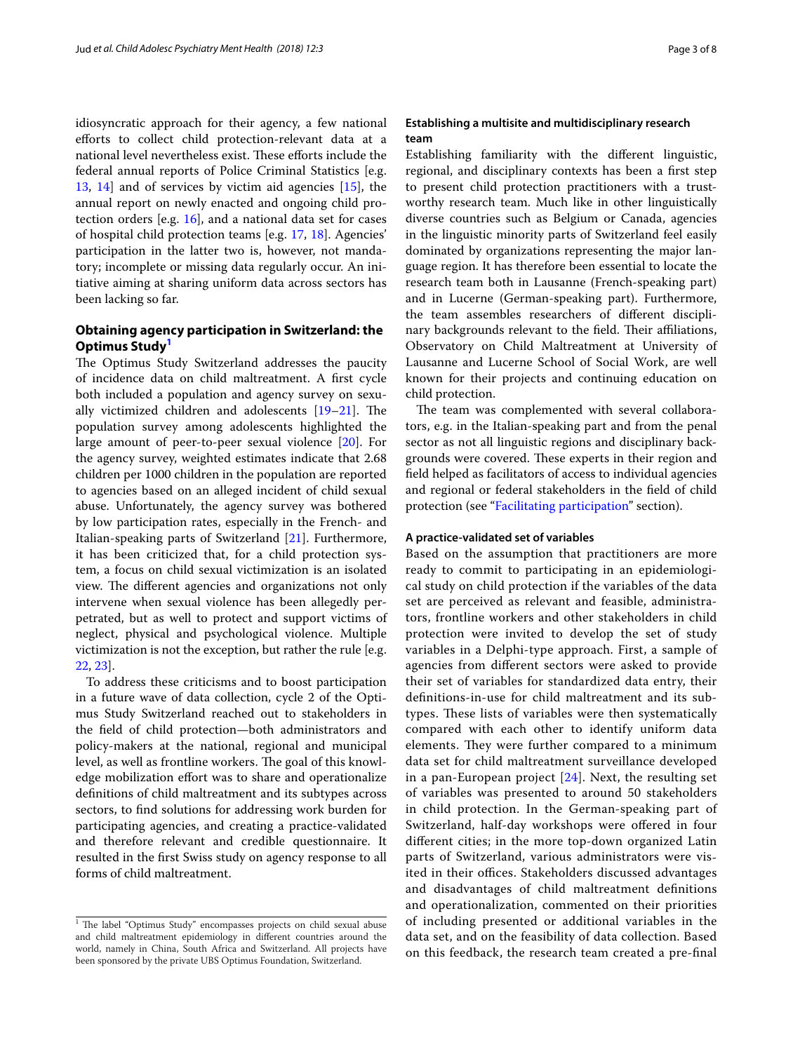idiosyncratic approach for their agency, a few national efforts to collect child protection-relevant data at a national level nevertheless exist. These efforts include the federal annual reports of Police Criminal Statistics [e.g. 13, 14] and of services by victim aid agencies [15], the annual report on newly enacted and ongoing child protection orders [e.g. 16], and a national data set for cases of hospital child protection teams [e.g. 17, 18]. Agencies' participation in the latter two is, however, not mandatory; incomplete or missing data regularly occur. An initiative aiming at sharing uniform data across sectors has been lacking so far.

## Obtaining agency participation in Switzerland: the Optimus Study[1]

The Optimus Study Switzerland addresses the paucity of incidence data on child maltreatment. A first cycle both included a population and agency survey on sexually victimized children and adolescents [19–21]. The population survey among adolescents highlighted the large amount of peer-to-peer sexual violence [20]. For the agency survey, weighted estimates indicate that 2.68 children per 1000 children in the population are reported to agencies based on an alleged incident of child sexual abuse. Unfortunately, the agency survey was bothered by low participation rates, especially in the French- and Italian-speaking parts of Switzerland [21]. Furthermore, it has been criticized that, for a child protection system, a focus on child sexual victimization is an isolated view. The different agencies and organizations not only intervene when sexual violence has been allegedly perpetrated, but as well to protect and support victims of neglect, physical and psychological violence. Multiple victimization is not the exception, but rather the rule [e.g. 22, 23].

To address these criticisms and to boost participation in a future wave of data collection, cycle 2 of the Optimus Study Switzerland reached out to stakeholders in the field of child protection—both administrators and policy-makers at the national, regional and municipal level, as well as frontline workers. The goal of this knowledge mobilization effort was to share and operationalize definitions of child maltreatment and its subtypes across sectors, to find solutions for addressing work burden for participating agencies, and creating a practice-validated and therefore relevant and credible questionnaire. It resulted in the first Swiss study on agency response to all forms of child maltreatment.

### Establishing a multisite and multidisciplinary research team

Establishing familiarity with the different linguistic, regional, and disciplinary contexts has been a first step to present child protection practitioners with a trustworthy research team. Much like in other linguistically diverse countries such as Belgium or Canada, agencies in the linguistic minority parts of Switzerland feel easily dominated by organizations representing the major language region. It has therefore been essential to locate the research team both in Lausanne (French-speaking part) and in Lucerne (German-speaking part). Furthermore, the team assembles researchers of different disciplinary backgrounds relevant to the field. Their affiliations, Observatory on Child Maltreatment at University of Lausanne and Lucerne School of Social Work, are well known for their projects and continuing education on child protection.

The team was complemented with several collaborators, e.g. in the Italian-speaking part and from the penal sector as not all linguistic regions and disciplinary backgrounds were covered. These experts in their region and field helped as facilitators of access to individual agencies and regional or federal stakeholders in the field of child protection (see "Facilitating participation" section).

#### A practice-validated set of variables

Based on the assumption that practitioners are more ready to commit to participating in an epidemiological study on child protection if the variables of the data set are perceived as relevant and feasible, administrators, frontline workers and other stakeholders in child protection were invited to develop the set of study variables in a Delphi-type approach. First, a sample of agencies from different sectors were asked to provide their set of variables for standardized data entry, their definitions-in-use for child maltreatment and its subtypes. These lists of variables were then systematically compared with each other to identify uniform data elements. They were further compared to a minimum data set for child maltreatment surveillance developed in a pan-European project [24]. Next, the resulting set of variables was presented to around 50 stakeholders in child protection. In the German-speaking part of Switzerland, half-day workshops were offered in four different cities; in the more top-down organized Latin parts of Switzerland, various administrators were visited in their offices. Stakeholders discussed advantages and disadvantages of child maltreatment definitions and operationalization, commented on their priorities of including presented or additional variables in the data set, and on the feasibility of data collection. Based on this feedback, the research team created a pre-final

[1] The label "Optimus Study" encompasses projects on child sexual abuse and child maltreatment epidemiology in different countries around the world, namely in China, South Africa and Switzerland. All projects have been sponsored by the private UBS Optimus Foundation, Switzerland.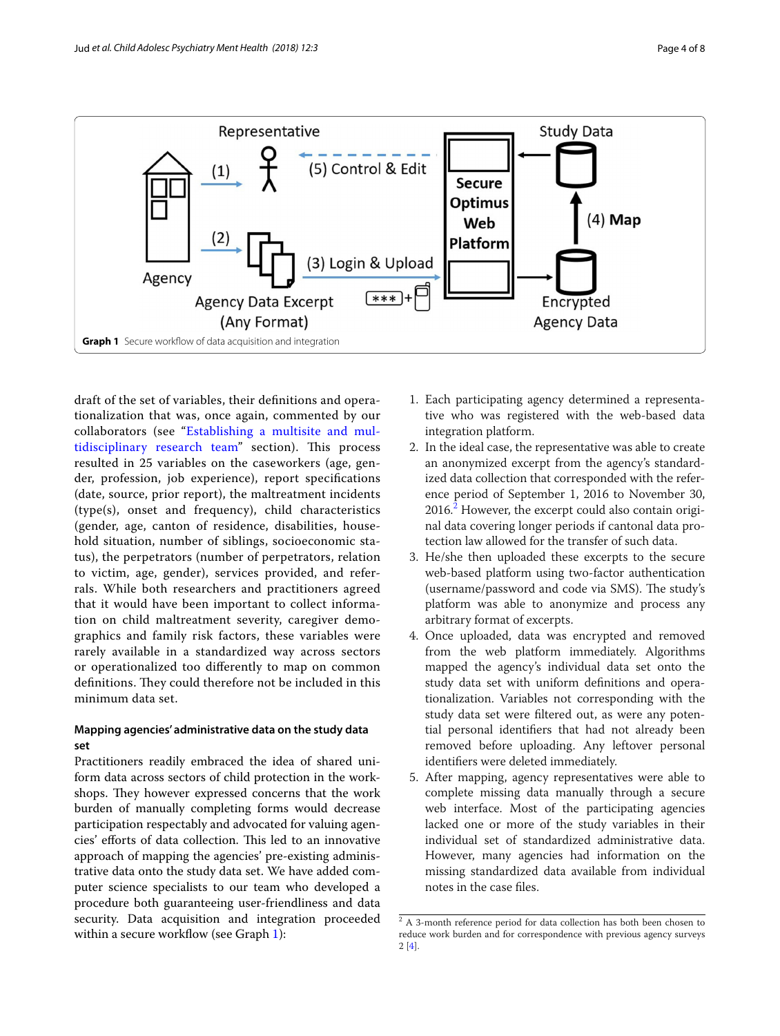Graph 1 Secure workflow of data acquisition and integration

draft of the set of variables, their definitions and operationalization that was, once again, commented by our collaborators (see "Establishing a multisite and multidisciplinary research team" section). This process resulted in 25 variables on the caseworkers (age, gender, profession, job experience), report specifications (date, source, prior report), the maltreatment incidents (type(s), onset and frequency), child characteristics (gender, age, canton of residence, disabilities, household situation, number of siblings, socioeconomic status), the perpetrators (number of perpetrators, relation to victim, age, gender), services provided, and referrals. While both researchers and practitioners agreed that it would have been important to collect information on child maltreatment severity, caregiver demographics and family risk factors, these variables were rarely available in a standardized way across sectors or operationalized too differently to map on common definitions. They could therefore not be included in this minimum data set.

#### Mapping agencies' administrative data on the study data set

Practitioners readily embraced the idea of shared uniform data across sectors of child protection in the workshops. They however expressed concerns that the work burden of manually completing forms would decrease participation respectably and advocated for valuing agencies' efforts of data collection. This led to an innovative approach of mapping the agencies' pre-existing administrative data onto the study data set. We have added computer science specialists to our team who developed a procedure both guaranteeing user-friendliness and data security. Data acquisition and integration proceeded within a secure workflow (see Graph 1):

1. Each participating agency determined a representative who was registered with the web-based data integration platform.
2. In the ideal case, the representative was able to create an anonymized excerpt from the agency's standardized data collection that corresponded with the reference period of September 1, 2016 to November 30, 2016.[2] However, the excerpt could also contain original data covering longer periods if cantonal data protection law allowed for the transfer of such data.
3. He/she then uploaded these excerpts to the secure web-based platform using two-factor authentication (username/password and code via SMS). The study's platform was able to anonymize and process any arbitrary format of excerpts.
4. Once uploaded, data was encrypted and removed from the web platform immediately. Algorithms mapped the agency's individual data set onto the study data set with uniform definitions and operationalization. Variables not corresponding with the study data set were filtered out, as were any potential personal identifiers that had not already been removed before uploading. Any leftover personal identifiers were deleted immediately.
5. After mapping, agency representatives were able to complete missing data manually through a secure web interface. Most of the participating agencies lacked one or more of the study variables in their individual set of standardized administrative data. However, many agencies had information on the missing standardized data available from individual notes in the case files.

[2] A 3-month reference period for data collection has both been chosen to reduce work burden and for correspondence with previous agency surveys 2 [4].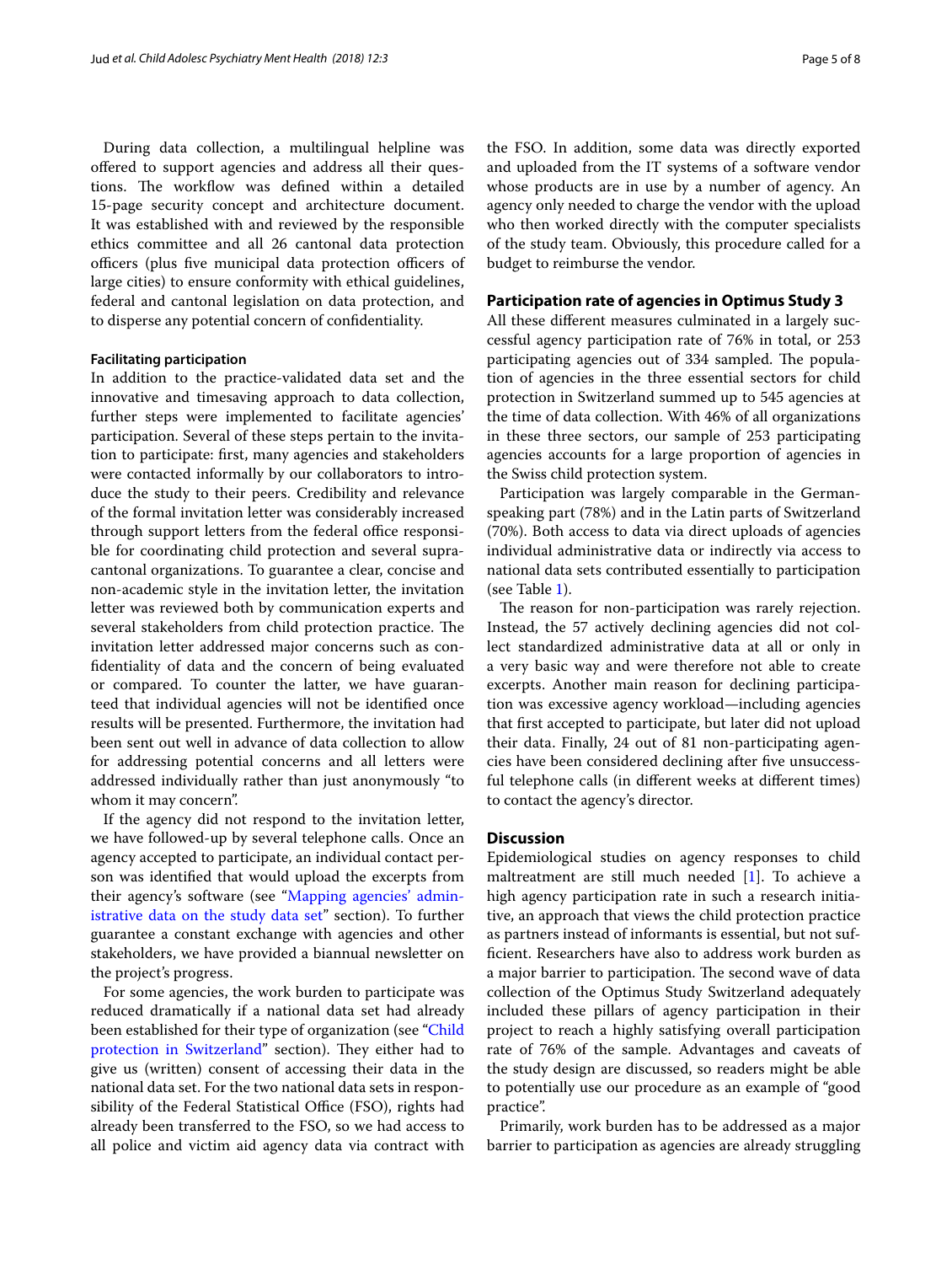During data collection, a multilingual helpline was offered to support agencies and address all their questions. The workflow was defined within a detailed 15-page security concept and architecture document. It was established with and reviewed by the responsible ethics committee and all 26 cantonal data protection officers (plus five municipal data protection officers of large cities) to ensure conformity with ethical guidelines, federal and cantonal legislation on data protection, and to disperse any potential concern of confidentiality.

#### Facilitating participation

In addition to the practice-validated data set and the innovative and timesaving approach to data collection, further steps were implemented to facilitate agencies' participation. Several of these steps pertain to the invitation to participate: first, many agencies and stakeholders were contacted informally by our collaborators to introduce the study to their peers. Credibility and relevance of the formal invitation letter was considerably increased through support letters from the federal office responsible for coordinating child protection and several supra-cantonal organizations. To guarantee a clear, concise and non-academic style in the invitation letter, the invitation letter was reviewed both by communication experts and several stakeholders from child protection practice. The invitation letter addressed major concerns such as confidentiality of data and the concern of being evaluated or compared. To counter the latter, we have guaranteed that individual agencies will not be identified once results will be presented. Furthermore, the invitation had been sent out well in advance of data collection to allow for addressing potential concerns and all letters were addressed individually rather than just anonymously "to whom it may concern".

If the agency did not respond to the invitation letter, we have followed-up by several telephone calls. Once an agency accepted to participate, an individual contact person was identified that would upload the excerpts from their agency's software (see "Mapping agencies' administrative data on the study data set" section). To further guarantee a constant exchange with agencies and other stakeholders, we have provided a biannual newsletter on the project's progress.

For some agencies, the work burden to participate was reduced dramatically if a national data set had already been established for their type of organization (see "Child protection in Switzerland" section). They either had to give us (written) consent of accessing their data in the national data set. For the two national data sets in responsibility of the Federal Statistical Office (FSO), rights had already been transferred to the FSO, so we had access to all police and victim aid agency data via contract with the FSO. In addition, some data was directly exported and uploaded from the IT systems of a software vendor whose products are in use by a number of agency. An agency only needed to charge the vendor with the upload who then worked directly with the computer specialists of the study team. Obviously, this procedure called for a budget to reimburse the vendor.

### Participation rate of agencies in Optimus Study 3

All these different measures culminated in a largely successful agency participation rate of 76% in total, or 253 participating agencies out of 334 sampled. The population of agencies in the three essential sectors for child protection in Switzerland summed up to 545 agencies at the time of data collection. With 46% of all organizations in these three sectors, our sample of 253 participating agencies accounts for a large proportion of agencies in the Swiss child protection system.

Participation was largely comparable in the German-speaking part (78%) and in the Latin parts of Switzerland (70%). Both access to data via direct uploads of agencies individual administrative data or indirectly via access to national data sets contributed essentially to participation (see Table 1).

The reason for non-participation was rarely rejection. Instead, the 57 actively declining agencies did not collect standardized administrative data at all or only in a very basic way and were therefore not able to create excerpts. Another main reason for declining participation was excessive agency workload—including agencies that first accepted to participate, but later did not upload their data. Finally, 24 out of 81 non-participating agencies have been considered declining after five unsuccessful telephone calls (in different weeks at different times) to contact the agency's director.

### Discussion

Epidemiological studies on agency responses to child maltreatment are still much needed [1]. To achieve a high agency participation rate in such a research initiative, an approach that views the child protection practice as partners instead of informants is essential, but not sufficient. Researchers have also to address work burden as a major barrier to participation. The second wave of data collection of the Optimus Study Switzerland adequately included these pillars of agency participation in their project to reach a highly satisfying overall participation rate of 76% of the sample. Advantages and caveats of the study design are discussed, so readers might be able to potentially use our procedure as an example of "good practice".

Primarily, work burden has to be addressed as a major barrier to participation as agencies are already struggling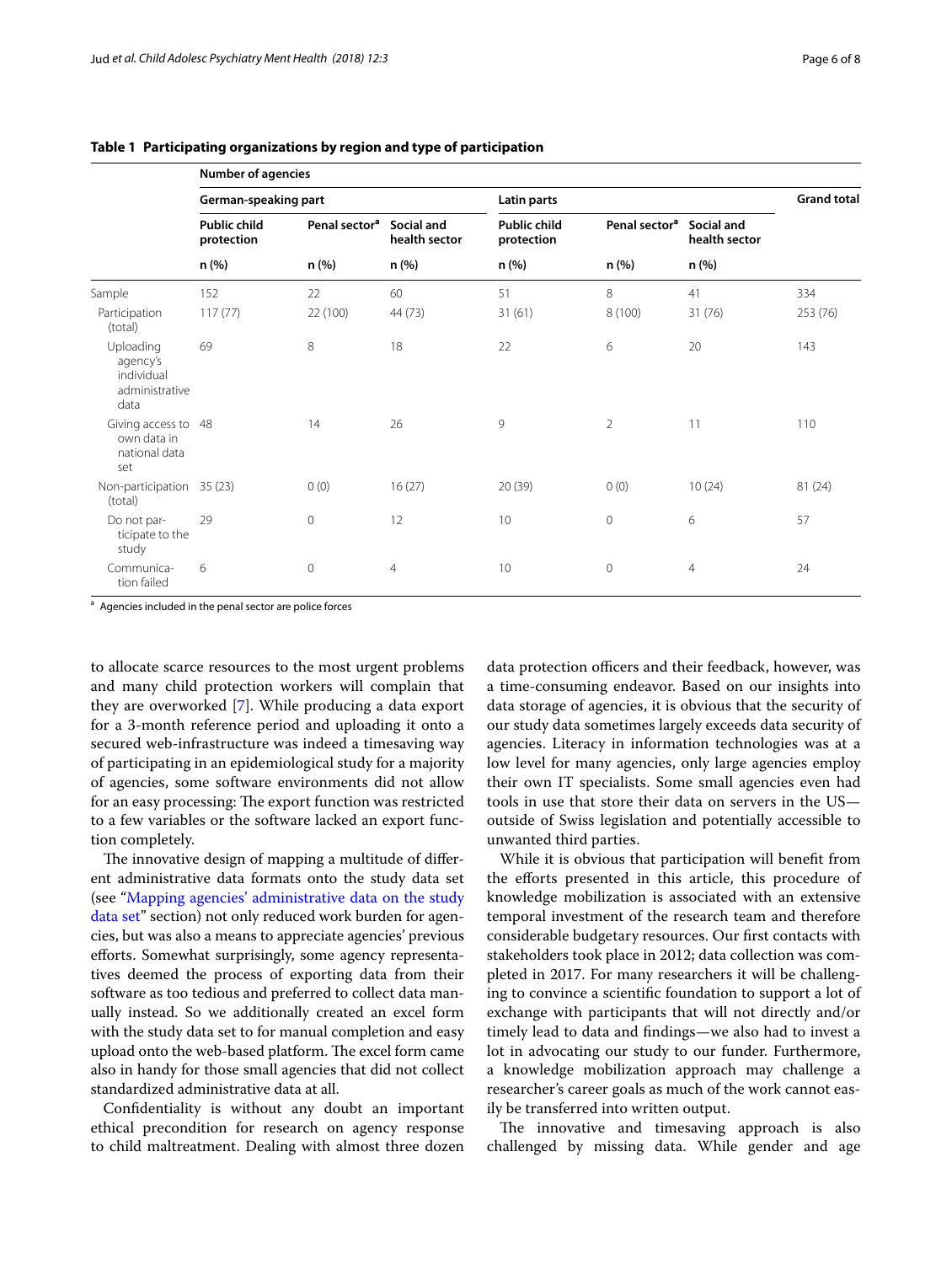**Table 1 Participating organizations by region and type of participation**

| | Number of agencies | | | | | | |
|---|---|---|---|---|---|---|---|
| | German-speaking part | | | Latin parts | | | Grand total |
| | Public child protection | Penal sector[a] | Social and health sector | Public child protection | Penal sector[a] | Social and health sector | |
| | n (%) | n (%) | n (%) | n (%) | n (%) | n (%) | |
| Sample | 152 | 22 | 60 | 51 | 8 | 41 | 334 |
| Participation (total) | 117 (77) | 22 (100) | 44 (73) | 31 (61) | 8 (100) | 31 (76) | 253 (76) |
| Uploading agency's individual administrative data | 69 | 8 | 18 | 22 | 6 | 20 | 143 |
| Giving access to own data in national data set | 48 | 14 | 26 | 9 | 2 | 11 | 110 |
| Non-participation (total) | 35 (23) | 0 (0) | 16 (27) | 20 (39) | 0 (0) | 10 (24) | 81 (24) |
| Do not participate to the study | 29 | 0 | 12 | 10 | 0 | 6 | 57 |
| Communication failed | 6 | 0 | 4 | 10 | 0 | 4 | 24 |

[a] Agencies included in the penal sector are police forces

to allocate scarce resources to the most urgent problems and many child protection workers will complain that they are overworked [7]. While producing a data export for a 3-month reference period and uploading it onto a secured web-infrastructure was indeed a timesaving way of participating in an epidemiological study for a majority of agencies, some software environments did not allow for an easy processing: The export function was restricted to a few variables or the software lacked an export function completely.

The innovative design of mapping a multitude of different administrative data formats onto the study data set (see "Mapping agencies' administrative data on the study data set" section) not only reduced work burden for agencies, but was also a means to appreciate agencies' previous efforts. Somewhat surprisingly, some agency representatives deemed the process of exporting data from their software as too tedious and preferred to collect data manually instead. So we additionally created an excel form with the study data set to for manual completion and easy upload onto the web-based platform. The excel form came also in handy for those small agencies that did not collect standardized administrative data at all.

Confidentiality is without any doubt an important ethical precondition for research on agency response to child maltreatment. Dealing with almost three dozen data protection officers and their feedback, however, was a time-consuming endeavor. Based on our insights into data storage of agencies, it is obvious that the security of our study data sometimes largely exceeds data security of agencies. Literacy in information technologies was at a low level for many agencies, only large agencies employ their own IT specialists. Some small agencies even had tools in use that store their data on servers in the US—outside of Swiss legislation and potentially accessible to unwanted third parties.

While it is obvious that participation will benefit from the efforts presented in this article, this procedure of knowledge mobilization is associated with an extensive temporal investment of the research team and therefore considerable budgetary resources. Our first contacts with stakeholders took place in 2012; data collection was completed in 2017. For many researchers it will be challenging to convince a scientific foundation to support a lot of exchange with participants that will not directly and/or timely lead to data and findings—we also had to invest a lot in advocating our study to our funder. Furthermore, a knowledge mobilization approach may challenge a researcher's career goals as much of the work cannot easily be transferred into written output.

The innovative and timesaving approach is also challenged by missing data. While gender and age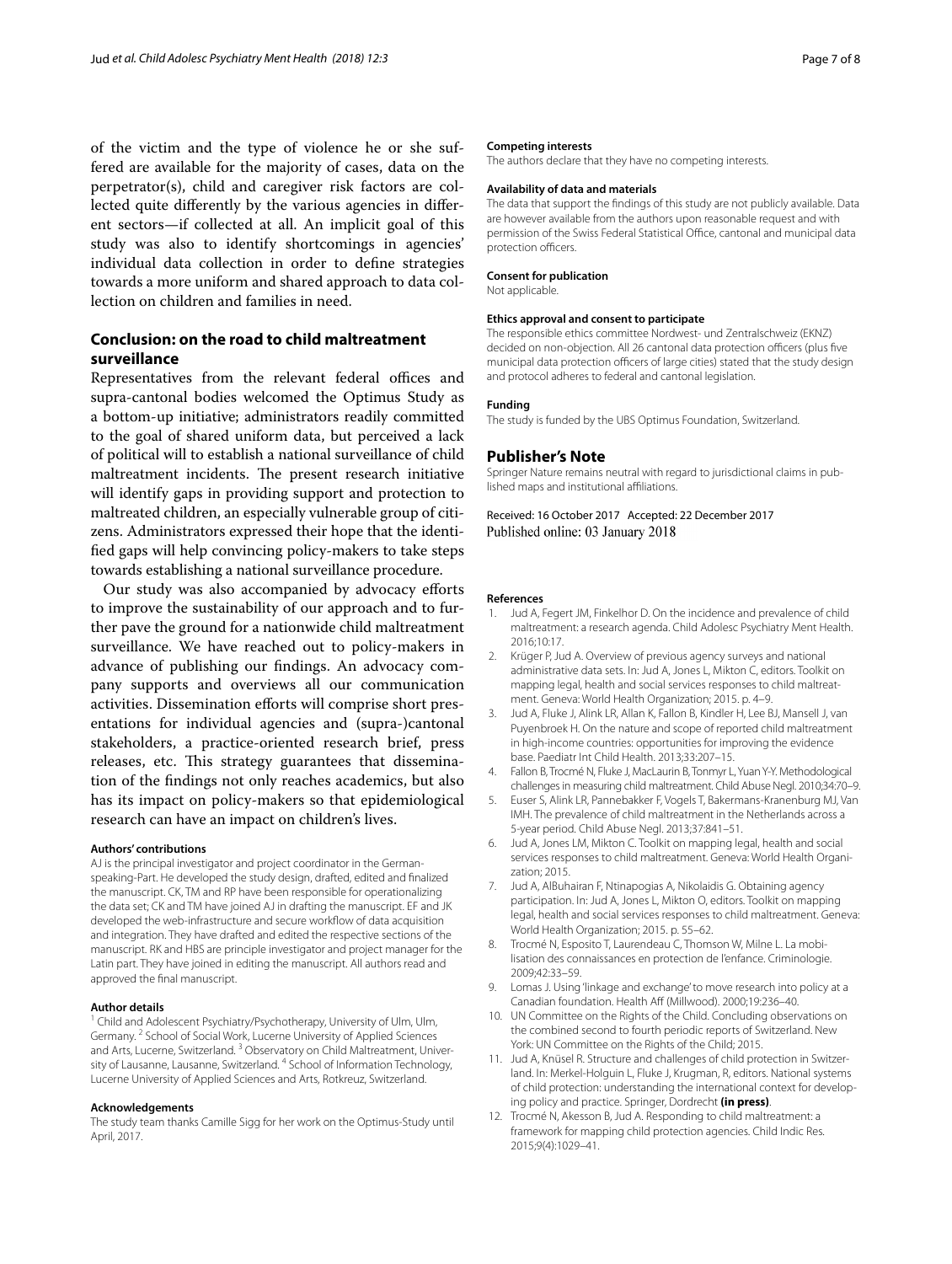of the victim and the type of violence he or she suffered are available for the majority of cases, data on the perpetrator(s), child and caregiver risk factors are collected quite differently by the various agencies in different sectors—if collected at all. An implicit goal of this study was also to identify shortcomings in agencies' individual data collection in order to define strategies towards a more uniform and shared approach to data collection on children and families in need.

## Conclusion: on the road to child maltreatment surveillance

Representatives from the relevant federal offices and supra-cantonal bodies welcomed the Optimus Study as a bottom-up initiative; administrators readily committed to the goal of shared uniform data, but perceived a lack of political will to establish a national surveillance of child maltreatment incidents. The present research initiative will identify gaps in providing support and protection to maltreated children, an especially vulnerable group of citizens. Administrators expressed their hope that the identified gaps will help convincing policy-makers to take steps towards establishing a national surveillance procedure.

Our study was also accompanied by advocacy efforts to improve the sustainability of our approach and to further pave the ground for a nationwide child maltreatment surveillance. We have reached out to policy-makers in advance of publishing our findings. An advocacy company supports and overviews all our communication activities. Dissemination efforts will comprise short presentations for individual agencies and (supra-)cantonal stakeholders, a practice-oriented research brief, press releases, etc. This strategy guarantees that dissemination of the findings not only reaches academics, but also has its impact on policy-makers so that epidemiological research can have an impact on children's lives.

#### Authors' contributions

AJ is the principal investigator and project coordinator in the German-speaking-Part. He developed the study design, drafted, edited and finalized the manuscript. CK, TM and RP have been responsible for operationalizing the data set; CK and TM have joined AJ in drafting the manuscript. EF and JK developed the web-infrastructure and secure workflow of data acquisition and integration. They have drafted and edited the respective sections of the manuscript. RK and HBS are principle investigator and project manager for the Latin part. They have joined in editing the manuscript. All authors read and approved the final manuscript.

#### Author details

[1] Child and Adolescent Psychiatry/Psychotherapy, University of Ulm, Ulm, Germany. [2] School of Social Work, Lucerne University of Applied Sciences and Arts, Lucerne, Switzerland. [3] Observatory on Child Maltreatment, University of Lausanne, Lausanne, Switzerland. [4] School of Information Technology, Lucerne University of Applied Sciences and Arts, Rotkreuz, Switzerland.

#### Acknowledgements

The study team thanks Camille Sigg for her work on the Optimus-Study until April, 2017.

#### Competing interests

The authors declare that they have no competing interests.

#### Availability of data and materials

The data that support the findings of this study are not publicly available. Data are however available from the authors upon reasonable request and with permission of the Swiss Federal Statistical Office, cantonal and municipal data protection officers.

#### Consent for publication

Not applicable.

#### Ethics approval and consent to participate

The responsible ethics committee Nordwest- und Zentralschweiz (EKNZ) decided on non-objection. All 26 cantonal data protection officers (plus five municipal data protection officers of large cities) stated that the study design and protocol adheres to federal and cantonal legislation.

#### Funding

The study is funded by the UBS Optimus Foundation, Switzerland.

## Publisher's Note

Springer Nature remains neutral with regard to jurisdictional claims in published maps and institutional affiliations.

Received: 16 October 2017 Accepted: 22 December 2017
Published online: 03 January 2018

#### References

1. Jud A, Fegert JM, Finkelhor D. On the incidence and prevalence of child maltreatment: a research agenda. Child Adolesc Psychiatry Ment Health. 2016;10:17.
2. Krüger P, Jud A. Overview of previous agency surveys and national administrative data sets. In: Jud A, Jones L, Mikton C, editors. Toolkit on mapping legal, health and social services responses to child maltreatment. Geneva: World Health Organization; 2015. p. 4–9.
3. Jud A, Fluke J, Alink LR, Allan K, Fallon B, Kindler H, Lee BJ, Mansell J, van Puyenbroek H. On the nature and scope of reported child maltreatment in high-income countries: opportunities for improving the evidence base. Paediatr Int Child Health. 2013;33:207–15.
4. Fallon B, Trocmé N, Fluke J, MacLaurin B, Tonmyr L, Yuan Y-Y. Methodological challenges in measuring child maltreatment. Child Abuse Negl. 2010;34:70–9.
5. Euser S, Alink LR, Pannebakker F, Vogels T, Bakermans-Kranenburg MJ, Van IMH. The prevalence of child maltreatment in the Netherlands across a 5-year period. Child Abuse Negl. 2013;37:841–51.
6. Jud A, Jones LM, Mikton C. Toolkit on mapping legal, health and social services responses to child maltreatment. Geneva: World Health Organization; 2015.
7. Jud A, AlBuhairan F, Ntinapogias A, Nikolaidis G. Obtaining agency participation. In: Jud A, Jones L, Mikton O, editors. Toolkit on mapping legal, health and social services responses to child maltreatment. Geneva: World Health Organization; 2015. p. 55–62.
8. Trocmé N, Esposito T, Laurendeau C, Thomson W, Milne L. La mobilisation des connaissances en protection de l'enfance. Criminologie. 2009;42:33–59.
9. Lomas J. Using 'linkage and exchange' to move research into policy at a Canadian foundation. Health Aff (Millwood). 2000;19:236–40.
10. UN Committee on the Rights of the Child. Concluding observations on the combined second to fourth periodic reports of Switzerland. New York: UN Committee on the Rights of the Child; 2015.
11. Jud A, Knüsel R. Structure and challenges of child protection in Switzerland. In: Merkel-Holguin L, Fluke J, Krugman, R, editors. National systems of child protection: understanding the international context for developing policy and practice. Springer, Dordrecht **(in press)**.
12. Trocmé N, Akesson B, Jud A. Responding to child maltreatment: a framework for mapping child protection agencies. Child Indic Res. 2015;9(4):1029–41.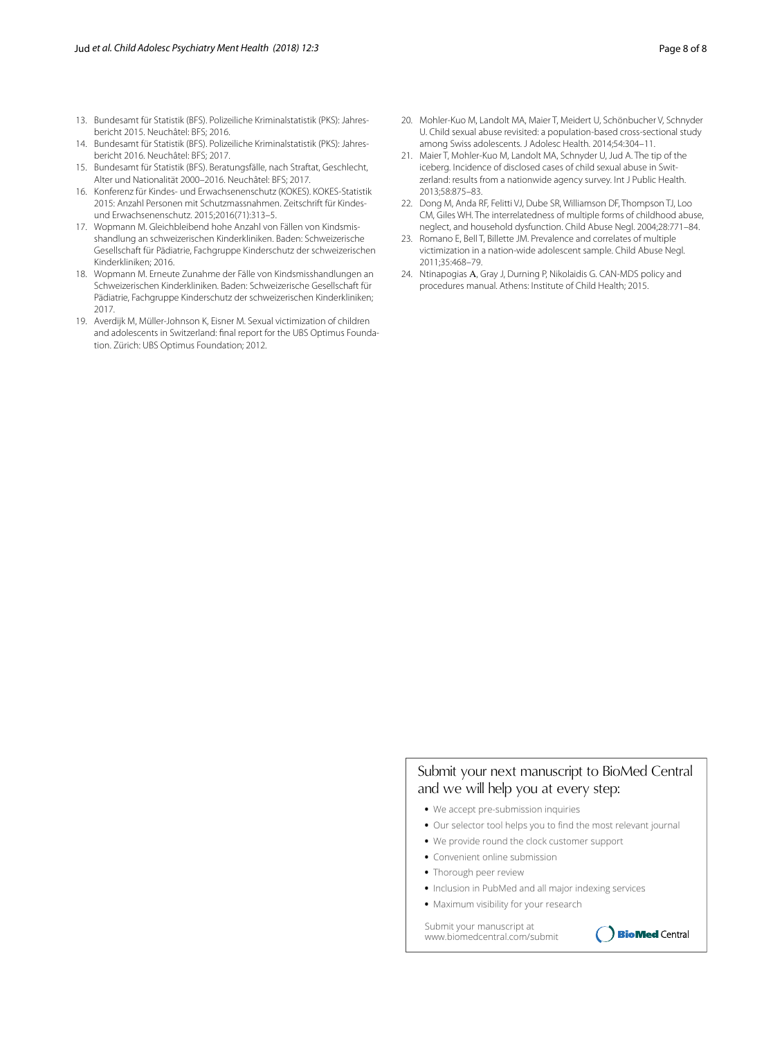13. Bundesamt für Statistik (BFS). Polizeiliche Kriminalstatistik (PKS): Jahresbericht 2015. Neuchâtel: BFS; 2016.
14. Bundesamt für Statistik (BFS). Polizeiliche Kriminalstatistik (PKS): Jahresbericht 2016. Neuchâtel: BFS; 2017.
15. Bundesamt für Statistik (BFS). Beratungsfälle, nach Straftat, Geschlecht, Alter und Nationalität 2000–2016. Neuchâtel: BFS; 2017.
16. Konferenz für Kindes- und Erwachsenenschutz (KOKES). KOKES-Statistik 2015: Anzahl Personen mit Schutzmassnahmen. Zeitschrift für Kindes- und Erwachsenenschutz. 2015;2016(71):313–5.
17. Wopmann M. Gleichbleibend hohe Anzahl von Fällen von Kindsmisshandlung an schweizerischen Kinderkliniken. Baden: Schweizerische Gesellschaft für Pädiatrie, Fachgruppe Kinderschutz der schweizerischen Kinderkliniken; 2016.
18. Wopmann M. Erneute Zunahme der Fälle von Kindsmisshandlungen an Schweizerischen Kinderkliniken. Baden: Schweizerische Gesellschaft für Pädiatrie, Fachgruppe Kinderschutz der schweizerischen Kinderkliniken; 2017.
19. Averdijk M, Müller-Johnson K, Eisner M. Sexual victimization of children and adolescents in Switzerland: final report for the UBS Optimus Foundation. Zürich: UBS Optimus Foundation; 2012.
20. Mohler-Kuo M, Landolt MA, Maier T, Meidert U, Schönbucher V, Schnyder U. Child sexual abuse revisited: a population-based cross-sectional study among Swiss adolescents. J Adolesc Health. 2014;54:304–11.
21. Maier T, Mohler-Kuo M, Landolt MA, Schnyder U, Jud A. The tip of the iceberg. Incidence of disclosed cases of child sexual abuse in Switzerland: results from a nationwide agency survey. Int J Public Health. 2013;58:875–83.
22. Dong M, Anda RF, Felitti VJ, Dube SR, Williamson DF, Thompson TJ, Loo CM, Giles WH. The interrelatedness of multiple forms of childhood abuse, neglect, and household dysfunction. Child Abuse Negl. 2004;28:771–84.
23. Romano E, Bell T, Billette JM. Prevalence and correlates of multiple victimization in a nation-wide adolescent sample. Child Abuse Negl. 2011;35:468–79.
24. Ntinapogias A, Gray J, Durning P, Nikolaidis G. CAN-MDS policy and procedures manual. Athens: Institute of Child Health; 2015.

Submit your next manuscript to BioMed Central and we will help you at every step:

- We accept pre-submission inquiries
- Our selector tool helps you to find the most relevant journal
- We provide round the clock customer support
- Convenient online submission
- Thorough peer review
- Inclusion in PubMed and all major indexing services
- Maximum visibility for your research

Submit your manuscript at www.biomedcentral.com/submit

BioMed Central